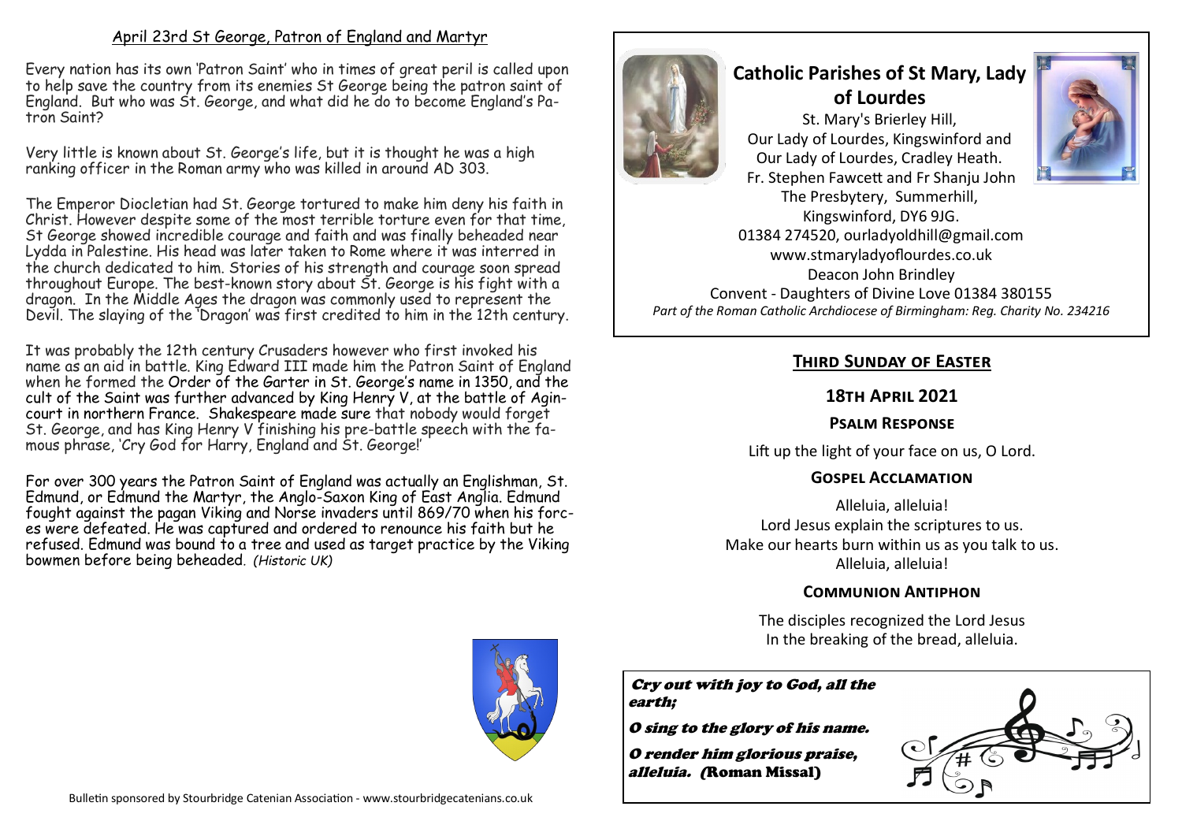## April 23rd St George, Patron of England and Martyr

Every nation has its own 'Patron Saint' who in times of great peril is called upon to help save the country from its enemies St George being the patron saint of England. But who was St. George, and what did he do to become England's Patron Saint?

Very little is known about St. George's life, but it is thought he was a high ranking officer in the Roman army who was killed in around AD 303.

The Emperor Diocletian had St. George tortured to make him deny his faith in Christ. However despite some of the most terrible torture even for that time, St George showed incredible courage and faith and was finally beheaded near Lydda in Palestine. His head was later taken to Rome where it was interred in the church dedicated to him. Stories of his strength and courage soon spread throughout Europe. The best-known story about St. George is his fight with a dragon. In the Middle Ages the dragon was commonly used to represent the Devil. The slaying of the 'Dragon' was first credited to him in the 12th century.

It was probably the 12th century Crusaders however who first invoked his name as an aid in battle. King Edward III made him the Patron Saint of England when he formed the Order of the Garter in St. George's name in 1350, and the cult of the Saint was further advanced by King Henry V, at the battle of Agincourt in northern France. Shakespeare made sure that nobody would forget St. George, and has King Henry V finishing his pre-battle speech with the famous phrase, 'Cry God for Harry, England and St. George!'

For over 300 years the Patron Saint of England was actually an Englishman, St. Edmund, or Edmund the Martyr, the Anglo-Saxon King of East Anglia. Edmund fought against the pagan Viking and Norse invaders until 869/70 when his forces were defeated. He was captured and ordered to renounce his faith but he refused. Edmund was bound to a tree and used as target practice by the Viking bowmen before being beheaded. *(Historic UK)*

Bulletin sponsored by Stourbridge Catenian Association - www.stourbridgecatenians.co.uk

# Catholic Parishes of St Mary, Lady of Lourdes

St. Mary's Brierley Hill,
Our Lady of Lourdes, Kingswinford and
Our Lady of Lourdes, Cradley Heath.
Fr. Stephen Fawcett and Fr Shanju John
The Presbytery, Summerhill,
Kingswinford, DY6 9JG.
01384 274520, ourladyoldhill@gmail.com
www.stmaryladyoflourdes.co.uk
Deacon John Brindley
Convent - Daughters of Divine Love 01384 380155
*Part of the Roman Catholic Archdiocese of Birmingham: Reg. Charity No. 234216*

## Third Sunday of Easter

### 18th April 2021

#### Psalm Response

Lift up the light of your face on us, O Lord.

#### Gospel Acclamation

Alleluia, alleluia!
Lord Jesus explain the scriptures to us.
Make our hearts burn within us as you talk to us.
Alleluia, alleluia!

#### Communion Antiphon

The disciples recognized the Lord Jesus
In the breaking of the bread, alleluia.

***Cry out with joy to God, all the earth;***

***O sing to the glory of his name.***

***O render him glorious praise, alleluia.* (Roman Missal)**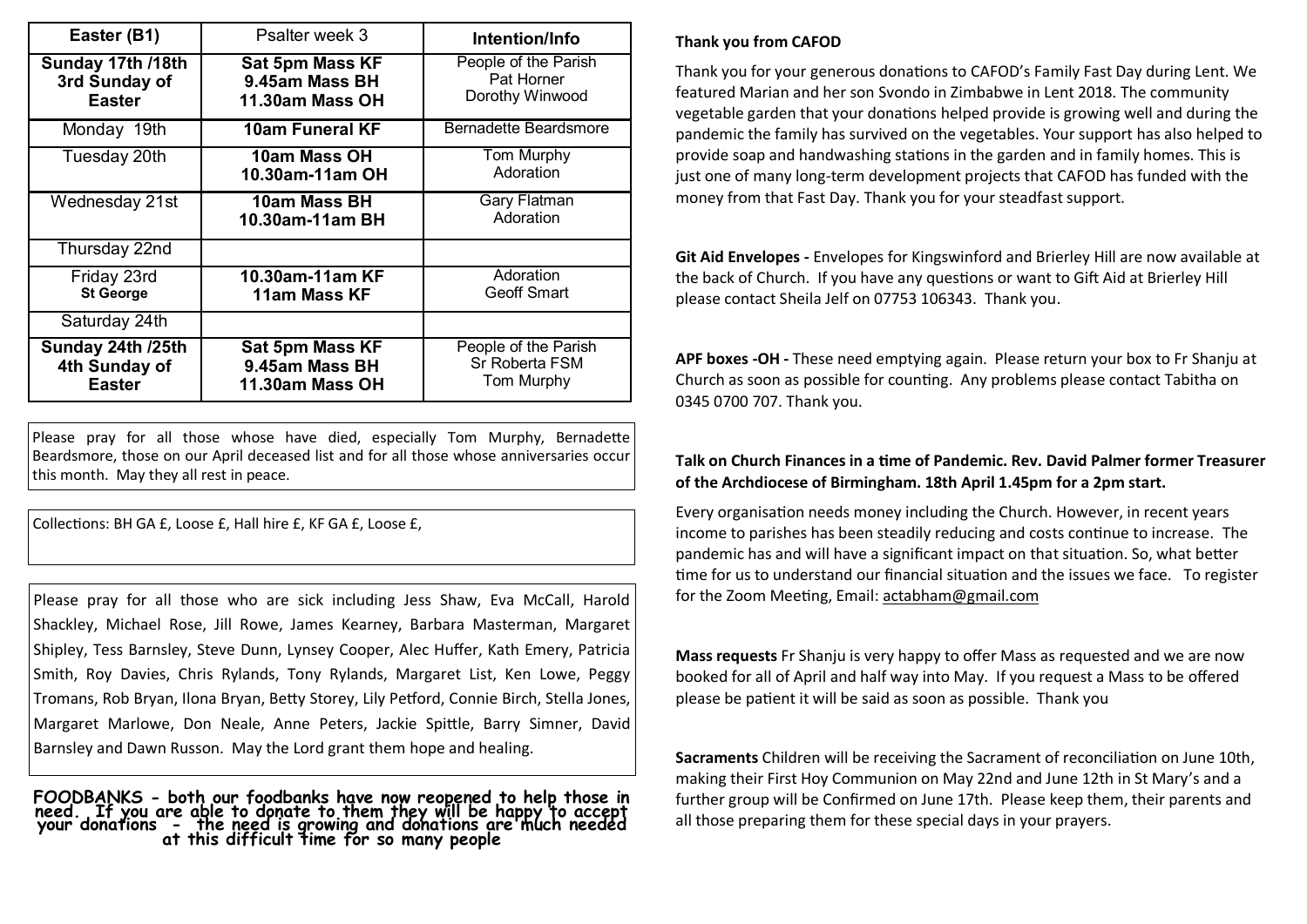| Easter (B1) | Psalter week 3 | Intention/Info |
|---|---|---|
| **Sunday 17th /18th 3rd Sunday of Easter** | **Sat 5pm Mass KF 9.45am Mass BH 11.30am Mass OH** | People of the Parish Pat Horner Dorothy Winwood |
| Monday 19th | **10am Funeral KF** | Bernadette Beardsmore |
| Tuesday 20th | **10am Mass OH 10.30am-11am OH** | Tom Murphy Adoration |
| Wednesday 21st | **10am Mass BH 10.30am-11am BH** | Gary Flatman Adoration |
| Thursday 22nd | | |
| Friday 23rd **St George** | **10.30am-11am KF 11am Mass KF** | Adoration Geoff Smart |
| Saturday 24th | | |
| **Sunday 24th /25th 4th Sunday of Easter** | **Sat 5pm Mass KF 9.45am Mass BH 11.30am Mass OH** | People of the Parish Sr Roberta FSM Tom Murphy |

Please pray for all those whose have died, especially Tom Murphy, Bernadette Beardsmore, those on our April deceased list and for all those whose anniversaries occur this month. May they all rest in peace.

Collections: BH GA £, Loose £, Hall hire £, KF GA £, Loose £,

Please pray for all those who are sick including Jess Shaw, Eva McCall, Harold Shackley, Michael Rose, Jill Rowe, James Kearney, Barbara Masterman, Margaret Shipley, Tess Barnsley, Steve Dunn, Lynsey Cooper, Alec Huffer, Kath Emery, Patricia Smith, Roy Davies, Chris Rylands, Tony Rylands, Margaret List, Ken Lowe, Peggy Tromans, Rob Bryan, Ilona Bryan, Betty Storey, Lily Petford, Connie Birch, Stella Jones, Margaret Marlowe, Don Neale, Anne Peters, Jackie Spittle, Barry Simner, David Barnsley and Dawn Russon. May the Lord grant them hope and healing.

**FOODBANKS - both our foodbanks have now reopened to help those in need. If you are able to donate to them they will be happy to accept your donations - the need is growing and donations are much needed at this difficult time for so many people**

**Thank you from CAFOD**

Thank you for your generous donations to CAFOD's Family Fast Day during Lent. We featured Marian and her son Svondo in Zimbabwe in Lent 2018. The community vegetable garden that your donations helped provide is growing well and during the pandemic the family has survived on the vegetables. Your support has also helped to provide soap and handwashing stations in the garden and in family homes. This is just one of many long-term development projects that CAFOD has funded with the money from that Fast Day. Thank you for your steadfast support.

**Git Aid Envelopes -** Envelopes for Kingswinford and Brierley Hill are now available at the back of Church. If you have any questions or want to Gift Aid at Brierley Hill please contact Sheila Jelf on 07753 106343. Thank you.

**APF boxes -OH -** These need emptying again. Please return your box to Fr Shanju at Church as soon as possible for counting. Any problems please contact Tabitha on 0345 0700 707. Thank you.

**Talk on Church Finances in a time of Pandemic. Rev. David Palmer former Treasurer of the Archdiocese of Birmingham. 18th April 1.45pm for a 2pm start.**

Every organisation needs money including the Church. However, in recent years income to parishes has been steadily reducing and costs continue to increase. The pandemic has and will have a significant impact on that situation. So, what better time for us to understand our financial situation and the issues we face. To register for the Zoom Meeting, Email: actabham@gmail.com

**Mass requests** Fr Shanju is very happy to offer Mass as requested and we are now booked for all of April and half way into May. If you request a Mass to be offered please be patient it will be said as soon as possible. Thank you

**Sacraments** Children will be receiving the Sacrament of reconciliation on June 10th, making their First Hoy Communion on May 22nd and June 12th in St Mary's and a further group will be Confirmed on June 17th. Please keep them, their parents and all those preparing them for these special days in your prayers.